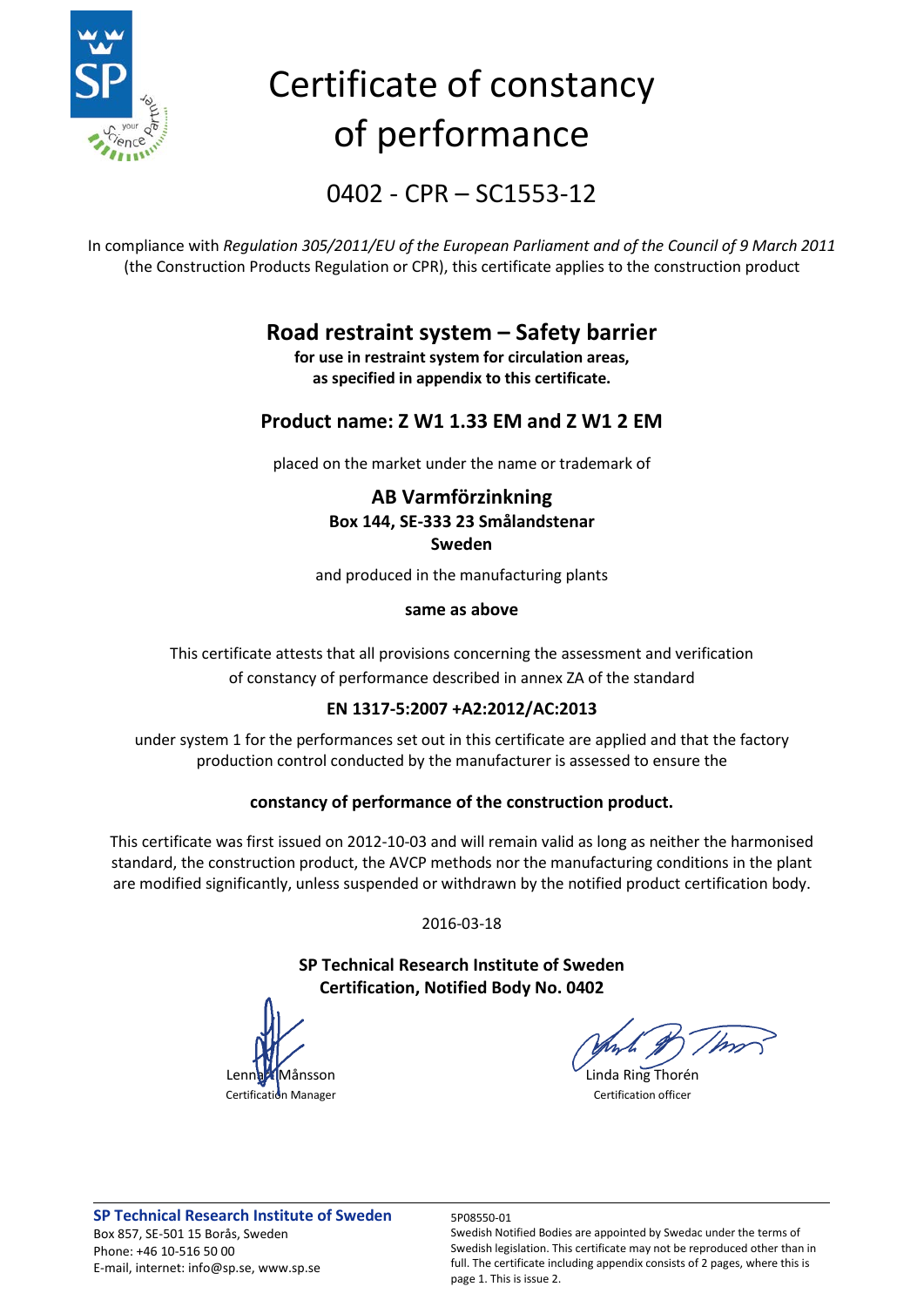# Certificate of constancy of performance

## 0402 - CPR – SC1553-12

In compliance with *Regulation 305/2011/EU of the European Parliament and of the Council of 9 March 2011* (the Construction Products Regulation or CPR), this certificate applies to the construction product

## Road restraint system – Safety barrier

**for use in restraint system for circulation areas, as specified in appendix to this certificate.**

### Product name: Z W1 1.33 EM and Z W1 2 EM

placed on the market under the name or trademark of

**AB Varmförzinkning**
**Box 144, SE-333 23 Smålandstenar**
**Sweden**

and produced in the manufacturing plants

**same as above**

This certificate attests that all provisions concerning the assessment and verification of constancy of performance described in annex ZA of the standard

**EN 1317-5:2007 +A2:2012/AC:2013**

under system 1 for the performances set out in this certificate are applied and that the factory production control conducted by the manufacturer is assessed to ensure the

**constancy of performance of the construction product.**

This certificate was first issued on 2012-10-03 and will remain valid as long as neither the harmonised standard, the construction product, the AVCP methods nor the manufacturing conditions in the plant are modified significantly, unless suspended or withdrawn by the notified product certification body.

2016-03-18

**SP Technical Research Institute of Sweden**
**Certification, Notified Body No. 0402**

Lennart Månsson
Certification Manager

Linda Ring Thorén
Certification officer

**SP Technical Research Institute of Sweden**
Box 857, SE-501 15 Borås, Sweden
Phone: +46 10-516 50 00
E-mail, internet: info@sp.se, www.sp.se

5P08550-01
Swedish Notified Bodies are appointed by Swedac under the terms of Swedish legislation. This certificate may not be reproduced other than in full. The certificate including appendix consists of 2 pages, where this is page 1. This is issue 2.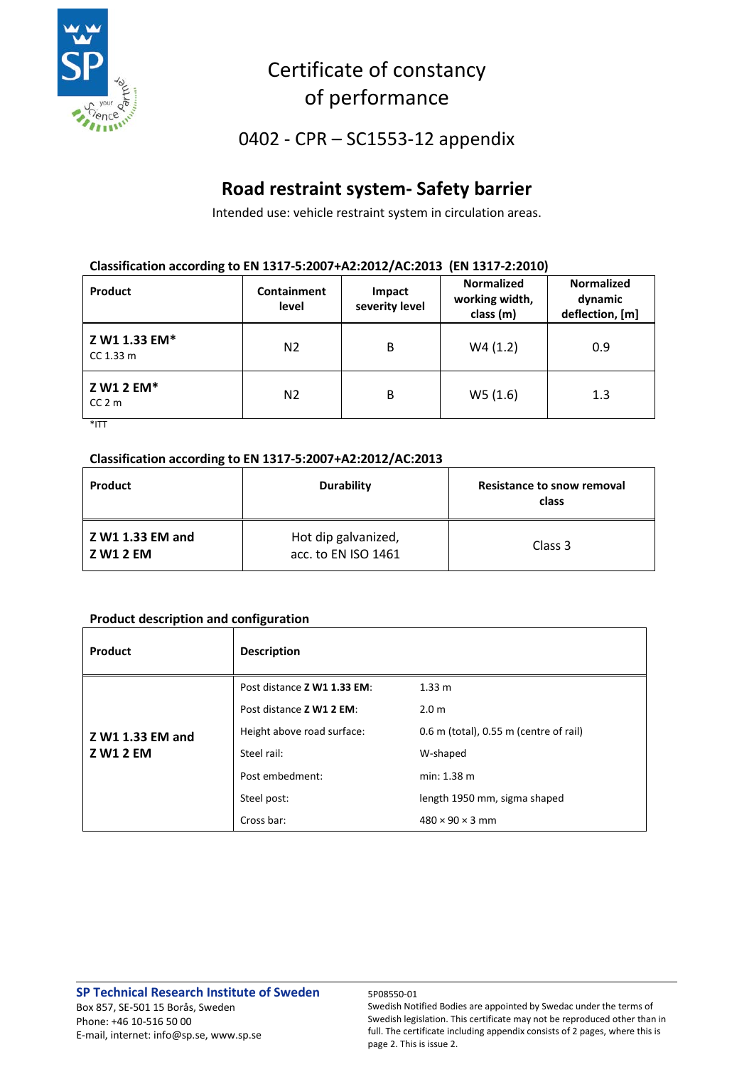# Certificate of constancy of performance

## 0402 - CPR – SC1553-12 appendix

## Road restraint system- Safety barrier

Intended use: vehicle restraint system in circulation areas.

**Classification according to EN 1317-5:2007+A2:2012/AC:2013 (EN 1317-2:2010)**

| Product | Containment level | Impact severity level | Normalized working width, class (m) | Normalized dynamic deflection, [m] |
|---|---|---|---|---|
| **Z W1 1.33 EM*** CC 1.33 m | N2 | B | W4 (1.2) | 0.9 |
| **Z W1 2 EM*** CC 2 m | N2 | B | W5 (1.6) | 1.3 |

*ITT

**Classification according to EN 1317-5:2007+A2:2012/AC:2013**

| Product | Durability | Resistance to snow removal class |
|---|---|---|
| **Z W1 1.33 EM and Z W1 2 EM** | Hot dip galvanized, acc. to EN ISO 1461 | Class 3 |

**Product description and configuration**

| Product | Description | |
|---|---|---|
| **Z W1 1.33 EM and Z W1 2 EM** | Post distance **Z W1 1.33 EM**: | 1.33 m |
| | Post distance **Z W1 2 EM**: | 2.0 m |
| | Height above road surface: | 0.6 m (total), 0.55 m (centre of rail) |
| | Steel rail: | W-shaped |
| | Post embedment: | min: 1.38 m |
| | Steel post: | length 1950 mm, sigma shaped |
| | Cross bar: | 480 × 90 × 3 mm |

**SP Technical Research Institute of Sweden**
Box 857, SE-501 15 Borås, Sweden
Phone: +46 10-516 50 00
E-mail, internet: info@sp.se, www.sp.se

SP08550-01
Swedish Notified Bodies are appointed by Swedac under the terms of Swedish legislation. This certificate may not be reproduced other than in full. The certificate including appendix consists of 2 pages, where this is page 2. This is issue 2.